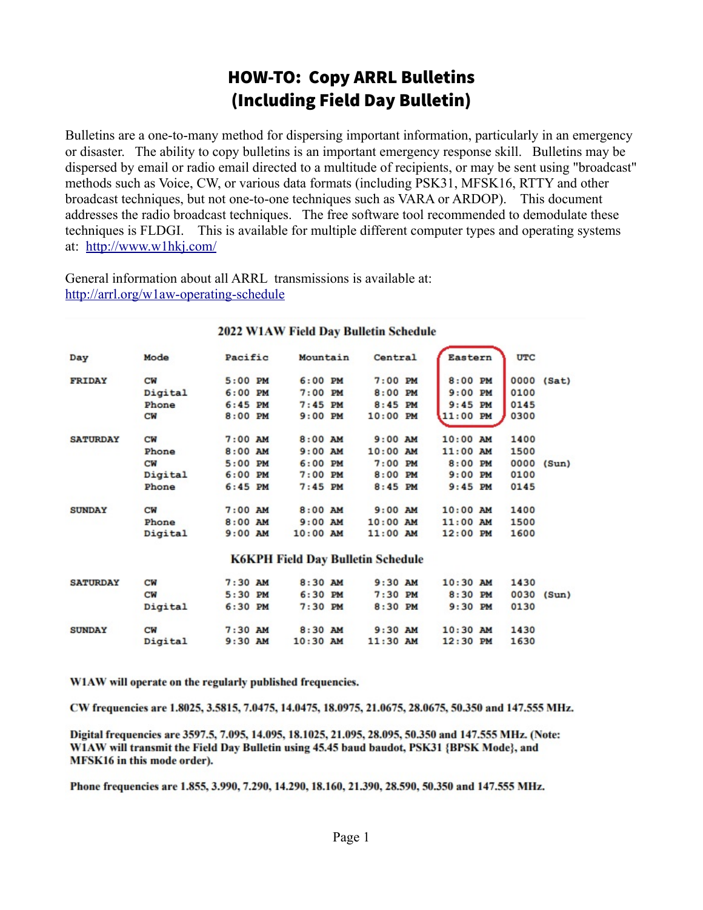# HOW-TO: Copy ARRL Bulletins (Including Field Day Bulletin)

Bulletins are a one-to-many method for dispersing important information, particularly in an emergency or disaster. The ability to copy bulletins is an important emergency response skill. Bulletins may be dispersed by email or radio email directed to a multitude of recipients, or may be sent using "broadcast" methods such as Voice, CW, or various data formats (including PSK31, MFSK16, RTTY and other broadcast techniques, but not one-to-one techniques such as VARA or ARDOP). This document addresses the radio broadcast techniques. The free software tool recommended to demodulate these techniques is FLDGI. This is available for multiple different computer types and operating systems at: http://www.w1hkj.com/

General information about all ARRL transmissions is available at: http://arrl.org/w1aw-operating-schedule

**2022 W1AW Field Day Bulletin Schedule**

| Day | Mode | Pacific | Mountain | Central | Eastern | UTC |
|---|---|---|---|---|---|---|
| FRIDAY | CW | 5:00 PM | 6:00 PM | 7:00 PM | 8:00 PM | 0000 (Sat) |
| | Digital | 6:00 PM | 7:00 PM | 8:00 PM | 9:00 PM | 0100 |
| | Phone | 6:45 PM | 7:45 PM | 8:45 PM | 9:45 PM | 0145 |
| | CW | 8:00 PM | 9:00 PM | 10:00 PM | 11:00 PM | 0300 |
| SATURDAY | CW | 7:00 AM | 8:00 AM | 9:00 AM | 10:00 AM | 1400 |
| | Phone | 8:00 AM | 9:00 AM | 10:00 AM | 11:00 AM | 1500 |
| | CW | 5:00 PM | 6:00 PM | 7:00 PM | 8:00 PM | 0000 (Sun) |
| | Digital | 6:00 PM | 7:00 PM | 8:00 PM | 9:00 PM | 0100 |
| | Phone | 6:45 PM | 7:45 PM | 8:45 PM | 9:45 PM | 0145 |
| SUNDAY | CW | 7:00 AM | 8:00 AM | 9:00 AM | 10:00 AM | 1400 |
| | Phone | 8:00 AM | 9:00 AM | 10:00 AM | 11:00 AM | 1500 |
| | Digital | 9:00 AM | 10:00 AM | 11:00 AM | 12:00 PM | 1600 |

**K6KPH Field Day Bulletin Schedule**

| Day | Mode | Pacific | Mountain | Central | Eastern | UTC |
|---|---|---|---|---|---|---|
| SATURDAY | CW | 7:30 AM | 8:30 AM | 9:30 AM | 10:30 AM | 1430 |
| | CW | 5:30 PM | 6:30 PM | 7:30 PM | 8:30 PM | 0030 (Sun) |
| | Digital | 6:30 PM | 7:30 PM | 8:30 PM | 9:30 PM | 0130 |
| SUNDAY | CW | 7:30 AM | 8:30 AM | 9:30 AM | 10:30 AM | 1430 |
| | Digital | 9:30 AM | 10:30 AM | 11:30 AM | 12:30 PM | 1630 |

**W1AW will operate on the regularly published frequencies.**

**CW frequencies are 1.8025, 3.5815, 7.0475, 14.0475, 18.0975, 21.0675, 28.0675, 50.350 and 147.555 MHz.**

**Digital frequencies are 3597.5, 7.095, 14.095, 18.1025, 21.095, 28.095, 50.350 and 147.555 MHz. (Note: W1AW will transmit the Field Day Bulletin using 45.45 baud baudot, PSK31 {BPSK Mode}, and MFSK16 in this mode order).**

**Phone frequencies are 1.855, 3.990, 7.290, 14.290, 18.160, 21.390, 28.590, 50.350 and 147.555 MHz.**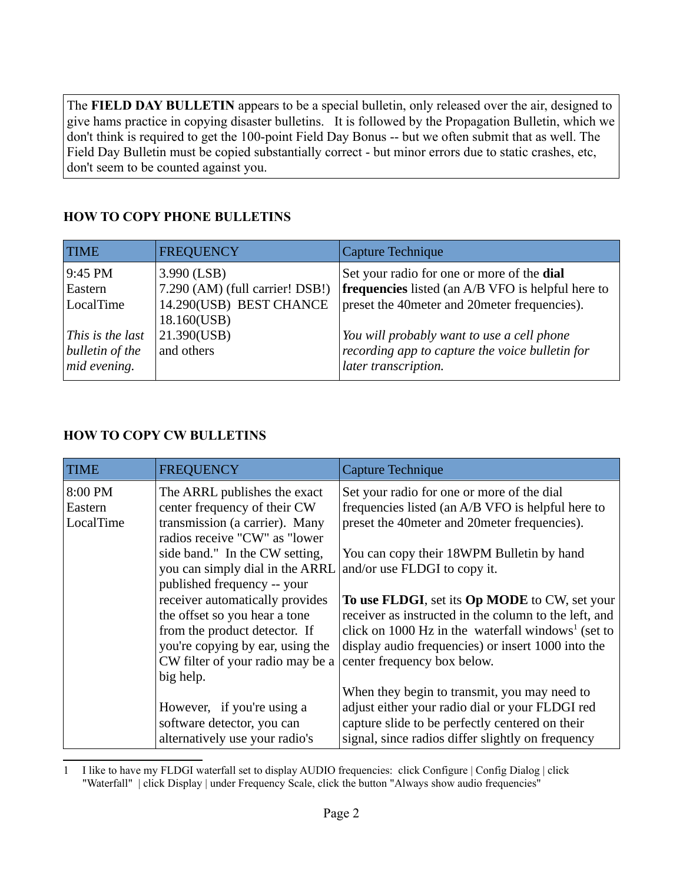The **FIELD DAY BULLETIN** appears to be a special bulletin, only released over the air, designed to give hams practice in copying disaster bulletins. It is followed by the Propagation Bulletin, which we don't think is required to get the 100-point Field Day Bonus -- but we often submit that as well. The Field Day Bulletin must be copied substantially correct - but minor errors due to static crashes, etc, don't seem to be counted against you.

### HOW TO COPY PHONE BULLETINS

| TIME | FREQUENCY | Capture Technique |
|---|---|---|
| 9:45 PM Eastern LocalTime<br><br>*This is the last bulletin of the mid evening.* | 3.990 (LSB)<br>7.290 (AM) (full carrier! DSB!)<br>14.290(USB) BEST CHANCE<br>18.160(USB)<br>21.390(USB)<br>and others | Set your radio for one or more of the **dial frequencies** listed (an A/B VFO is helpful here to preset the 40meter and 20meter frequencies).<br><br>*You will probably want to use a cell phone recording app to capture the voice bulletin for later transcription.* |

### HOW TO COPY CW BULLETINS

| TIME | FREQUENCY | Capture Technique |
|---|---|---|
| 8:00 PM Eastern LocalTime | The ARRL publishes the exact center frequency of their CW transmission (a carrier). Many radios receive "CW" as "lower side band." In the CW setting, you can simply dial in the ARRL published frequency -- your receiver automatically provides the offset so you hear a tone from the product detector. If you're copying by ear, using the CW filter of your radio may be a big help.<br><br>However, if you're using a software detector, you can alternatively use your radio's | Set your radio for one or more of the dial frequencies listed (an A/B VFO is helpful here to preset the 40meter and 20meter frequencies).<br><br>You can copy their 18WPM Bulletin by hand and/or use FLDGI to copy it.<br><br>**To use FLDGI**, set its **Op MODE** to CW, set your receiver as instructed in the column to the left, and click on 1000 Hz in the waterfall windows[1] (set to display audio frequencies) or insert 1000 into the center frequency box below.<br><br>When they begin to transmit, you may need to adjust either your radio dial or your FLDGI red capture slide to be perfectly centered on their signal, since radios differ slightly on frequency |

1 I like to have my FLDGI waterfall set to display AUDIO frequencies: click Configure | Config Dialog | click "Waterfall" | click Display | under Frequency Scale, click the button "Always show audio frequencies"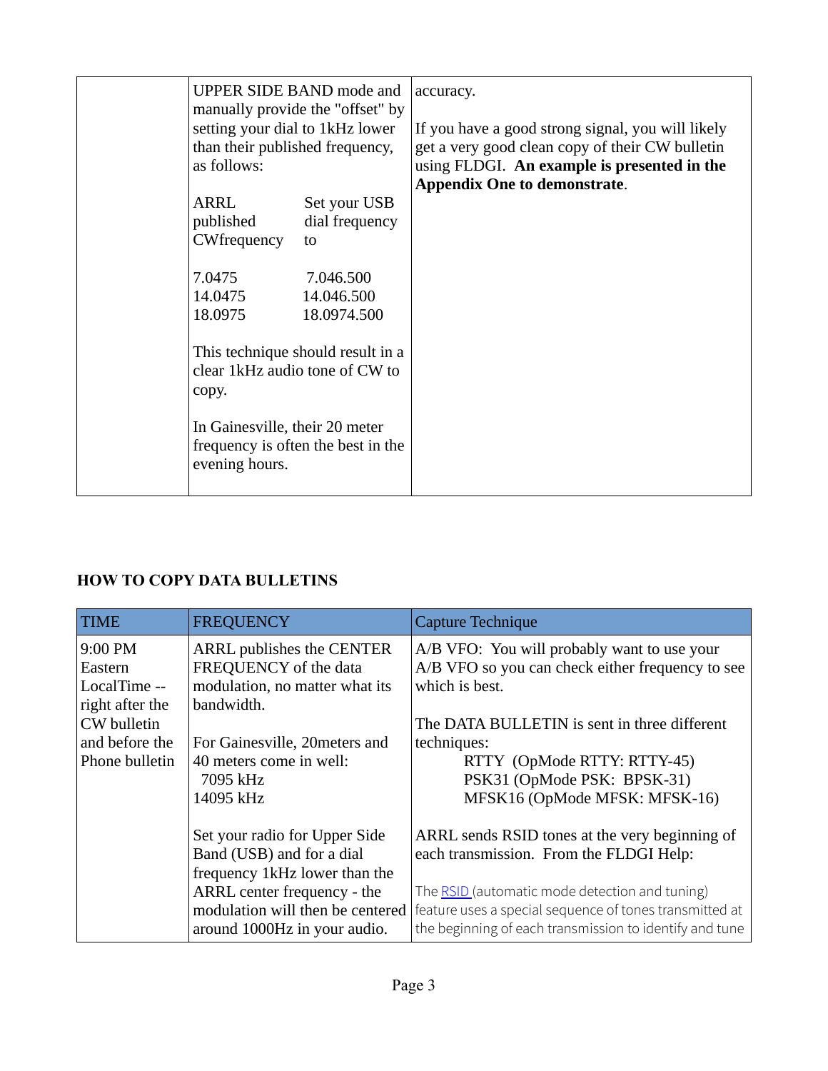| | | |
|---|---|---|
| | UPPER SIDE BAND mode and manually provide the "offset" by setting your dial to 1kHz lower than their published frequency, as follows:<br><br>ARRL published CWfrequency — Set your USB dial frequency to<br><br>7.0475 — 7.046.500<br>14.0475 — 14.046.500<br>18.0975 — 18.0974.500<br><br>This technique should result in a clear 1kHz audio tone of CW to copy.<br><br>In Gainesville, their 20 meter frequency is often the best in the evening hours. | accuracy.<br><br>If you have a good strong signal, you will likely get a very good clean copy of their CW bulletin using FLDGI. **An example is presented in the Appendix One to demonstrate**. |

**HOW TO COPY DATA BULLETINS**

| TIME | FREQUENCY | Capture Technique |
|---|---|---|
| 9:00 PM Eastern LocalTime -- right after the CW bulletin and before the Phone bulletin | ARRL publishes the CENTER FREQUENCY of the data modulation, no matter what its bandwidth.<br><br>For Gainesville, 20meters and 40 meters come in well:<br>7095 kHz<br>14095 kHz<br><br>Set your radio for Upper Side Band (USB) and for a dial frequency 1kHz lower than the ARRL center frequency - the modulation will then be centered around 1000Hz in your audio. | A/B VFO: You will probably want to use your A/B VFO so you can check either frequency to see which is best.<br><br>The DATA BULLETIN is sent in three different techniques:<br>RTTY (OpMode RTTY: RTTY-45)<br>PSK31 (OpMode PSK: BPSK-31)<br>MFSK16 (OpMode MFSK: MFSK-16)<br><br>ARRL sends RSID tones at the very beginning of each transmission. From the FLDGI Help:<br><br>The RSID (automatic mode detection and tuning) feature uses a special sequence of tones transmitted at the beginning of each transmission to identify and tune |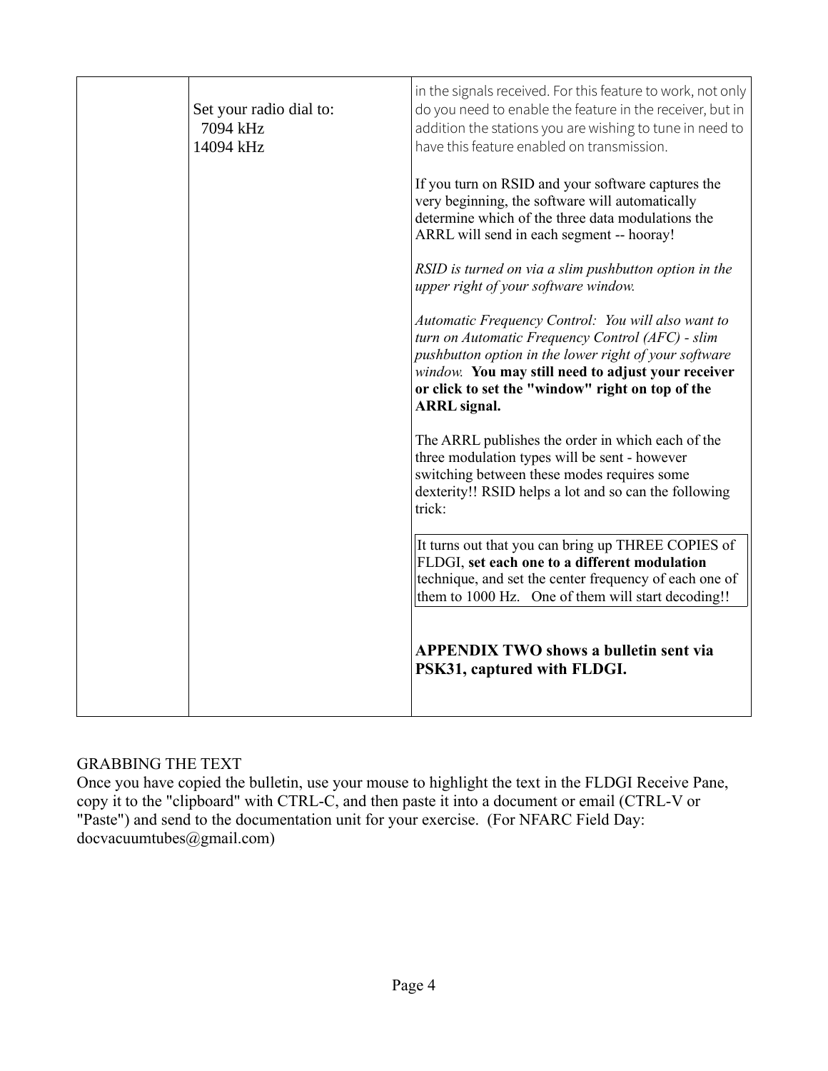|  | Set your radio dial to:<br>7094 kHz<br>14094 kHz | in the signals received. For this feature to work, not only do you need to enable the feature in the receiver, but in addition the stations you are wishing to tune in need to have this feature enabled on transmission.<br><br>If you turn on RSID and your software captures the very beginning, the software will automatically determine which of the three data modulations the ARRL will send in each segment -- hooray!<br><br>*RSID is turned on via a slim pushbutton option in the upper right of your software window.*<br><br>*Automatic Frequency Control: You will also want to turn on Automatic Frequency Control (AFC) - slim pushbutton option in the lower right of your software window.* **You may still need to adjust your receiver or click to set the "window" right on top of the ARRL signal.**<br><br>The ARRL publishes the order in which each of the three modulation types will be sent - however switching between these modes requires some dexterity!! RSID helps a lot and so can the following trick:<br><br>It turns out that you can bring up THREE COPIES of FLDGI, **set each one to a different modulation** technique, and set the center frequency of each one of them to 1000 Hz. One of them will start decoding!!<br><br>**APPENDIX TWO shows a bulletin sent via PSK31, captured with FLDGI.** |
|---|---|---|

GRABBING THE TEXT

Once you have copied the bulletin, use your mouse to highlight the text in the FLDGI Receive Pane, copy it to the "clipboard" with CTRL-C, and then paste it into a document or email (CTRL-V or "Paste") and send to the documentation unit for your exercise. (For NFARC Field Day: docvacuumtubes@gmail.com)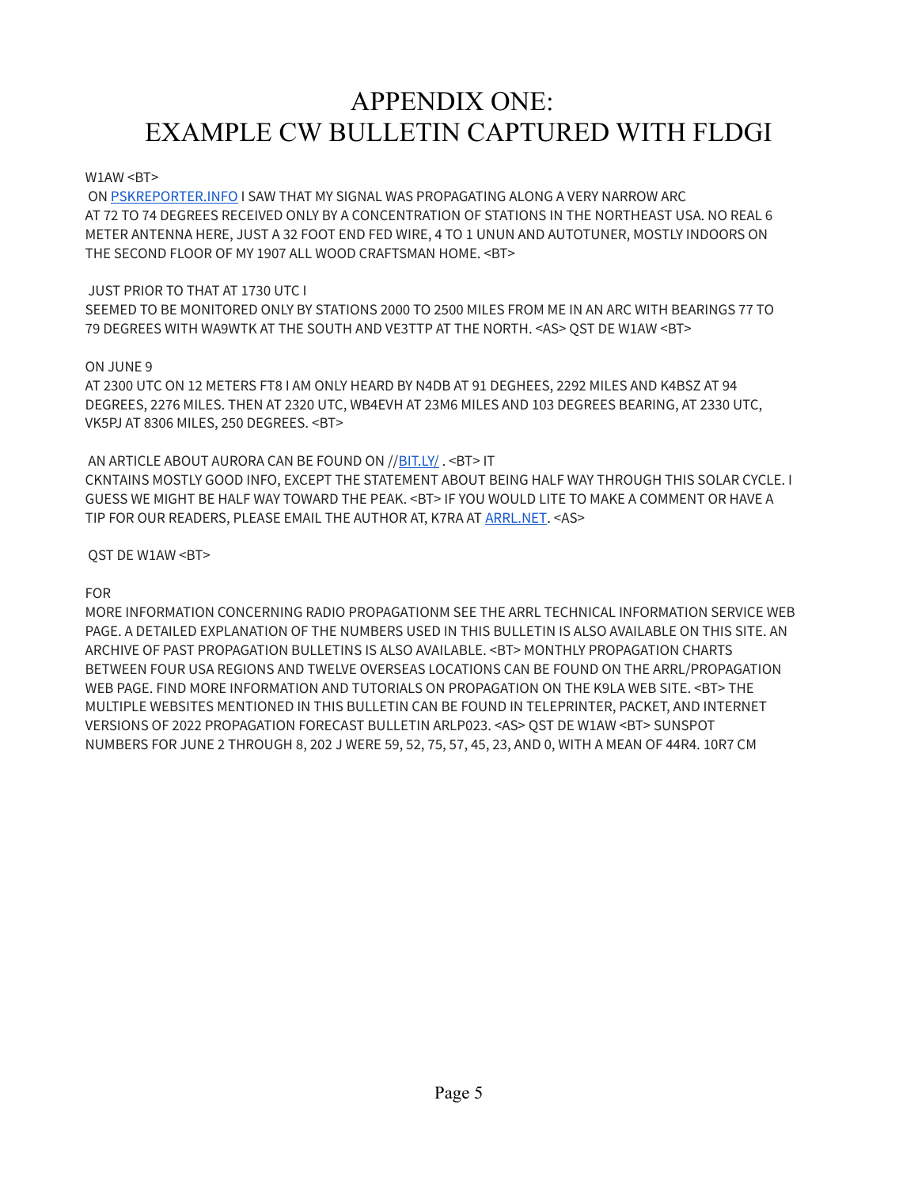# APPENDIX ONE:
# EXAMPLE CW BULLETIN CAPTURED WITH FLDGI

W1AW <BT>

ON PSKREPORTER.INFO I SAW THAT MY SIGNAL WAS PROPAGATING ALONG A VERY NARROW ARC AT 72 TO 74 DEGREES RECEIVED ONLY BY A CONCENTRATION OF STATIONS IN THE NORTHEAST USA. NO REAL 6 METER ANTENNA HERE, JUST A 32 FOOT END FED WIRE, 4 TO 1 UNUN AND AUTOTUNER, MOSTLY INDOORS ON THE SECOND FLOOR OF MY 1907 ALL WOOD CRAFTSMAN HOME. <BT>

JUST PRIOR TO THAT AT 1730 UTC I SEEMED TO BE MONITORED ONLY BY STATIONS 2000 TO 2500 MILES FROM ME IN AN ARC WITH BEARINGS 77 TO 79 DEGREES WITH WA9WTK AT THE SOUTH AND VE3TTP AT THE NORTH. <AS> QST DE W1AW <BT>

ON JUNE 9 AT 2300 UTC ON 12 METERS FT8 I AM ONLY HEARD BY N4DB AT 91 DEGHEES, 2292 MILES AND K4BSZ AT 94 DEGREES, 2276 MILES. THEN AT 2320 UTC, WB4EVH AT 23M6 MILES AND 103 DEGREES BEARING, AT 2330 UTC, VK5PJ AT 8306 MILES, 250 DEGREES. <BT>

AN ARTICLE ABOUT AURORA CAN BE FOUND ON //BIT.LY/ . <BT> IT CKNTAINS MOSTLY GOOD INFO, EXCEPT THE STATEMENT ABOUT BEING HALF WAY THROUGH THIS SOLAR CYCLE. I GUESS WE MIGHT BE HALF WAY TOWARD THE PEAK. <BT> IF YOU WOULD LITE TO MAKE A COMMENT OR HAVE A TIP FOR OUR READERS, PLEASE EMAIL THE AUTHOR AT, K7RA AT ARRL.NET. <AS>

QST DE W1AW <BT>

FOR MORE INFORMATION CONCERNING RADIO PROPAGATIONM SEE THE ARRL TECHNICAL INFORMATION SERVICE WEB PAGE. A DETAILED EXPLANATION OF THE NUMBERS USED IN THIS BULLETIN IS ALSO AVAILABLE ON THIS SITE. AN ARCHIVE OF PAST PROPAGATION BULLETINS IS ALSO AVAILABLE. <BT> MONTHLY PROPAGATION CHARTS BETWEEN FOUR USA REGIONS AND TWELVE OVERSEAS LOCATIONS CAN BE FOUND ON THE ARRL/PROPAGATION WEB PAGE. FIND MORE INFORMATION AND TUTORIALS ON PROPAGATION ON THE K9LA WEB SITE. <BT> THE MULTIPLE WEBSITES MENTIONED IN THIS BULLETIN CAN BE FOUND IN TELEPRINTER, PACKET, AND INTERNET VERSIONS OF 2022 PROPAGATION FORECAST BULLETIN ARLP023. <AS> QST DE W1AW <BT> SUNSPOT NUMBERS FOR JUNE 2 THROUGH 8, 202 J WERE 59, 52, 75, 57, 45, 23, AND 0, WITH A MEAN OF 44R4. 10R7 CM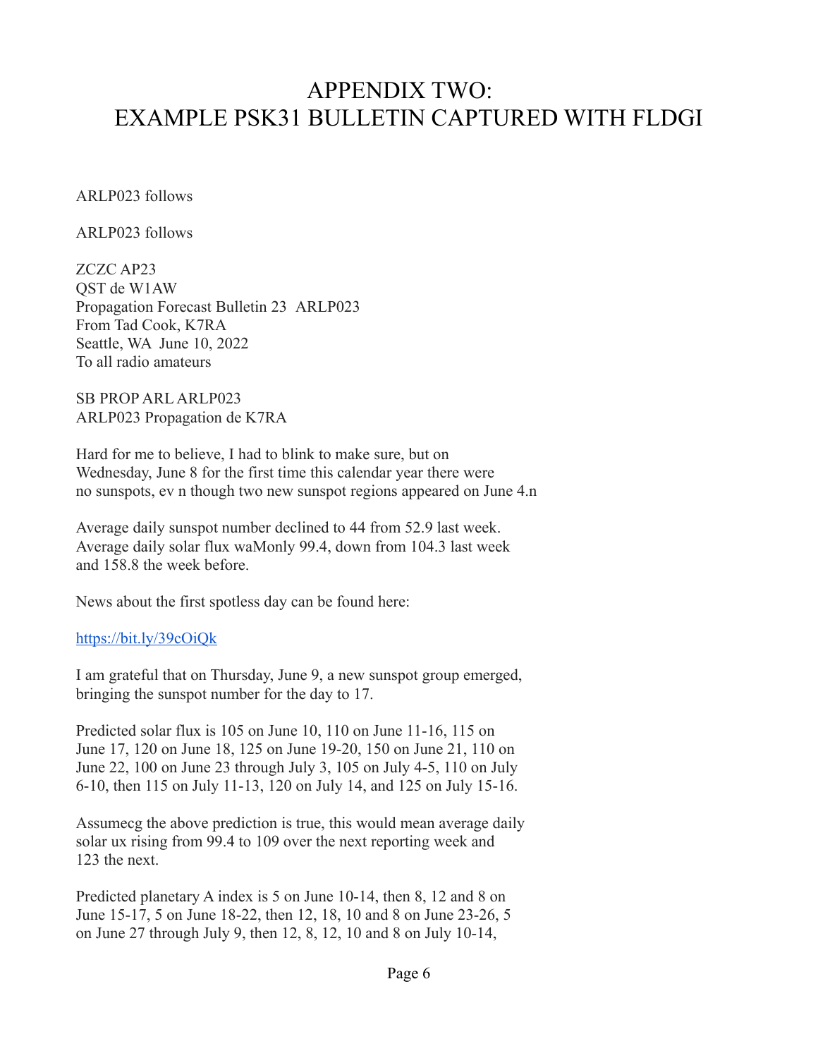# APPENDIX TWO:
# EXAMPLE PSK31 BULLETIN CAPTURED WITH FLDGI

ARLP023 follows

ARLP023 follows

ZCZC AP23
QST de W1AW
Propagation Forecast Bulletin 23 ARLP023
From Tad Cook, K7RA
Seattle, WA June 10, 2022
To all radio amateurs

SB PROP ARL ARLP023
ARLP023 Propagation de K7RA

Hard for me to believe, I had to blink to make sure, but on
Wednesday, June 8 for the first time this calendar year there were
no sunspots, ev n though two new sunspot regions appeared on June 4.n

Average daily sunspot number declined to 44 from 52.9 last week.
Average daily solar flux waMonly 99.4, down from 104.3 last week
and 158.8 the week before.

News about the first spotless day can be found here:

https://bit.ly/39cOiQk

I am grateful that on Thursday, June 9, a new sunspot group emerged,
bringing the sunspot number for the day to 17.

Predicted solar flux is 105 on June 10, 110 on June 11-16, 115 on
June 17, 120 on June 18, 125 on June 19-20, 150 on June 21, 110 on
June 22, 100 on June 23 through July 3, 105 on July 4-5, 110 on July
6-10, then 115 on July 11-13, 120 on July 14, and 125 on July 15-16.

Assumecg the above prediction is true, this would mean average daily
solar ux rising from 99.4 to 109 over the next reporting week and
123 the next.

Predicted planetary A index is 5 on June 10-14, then 8, 12 and 8 on
June 15-17, 5 on June 18-22, then 12, 18, 10 and 8 on June 23-26, 5
on June 27 through July 9, then 12, 8, 12, 10 and 8 on July 10-14,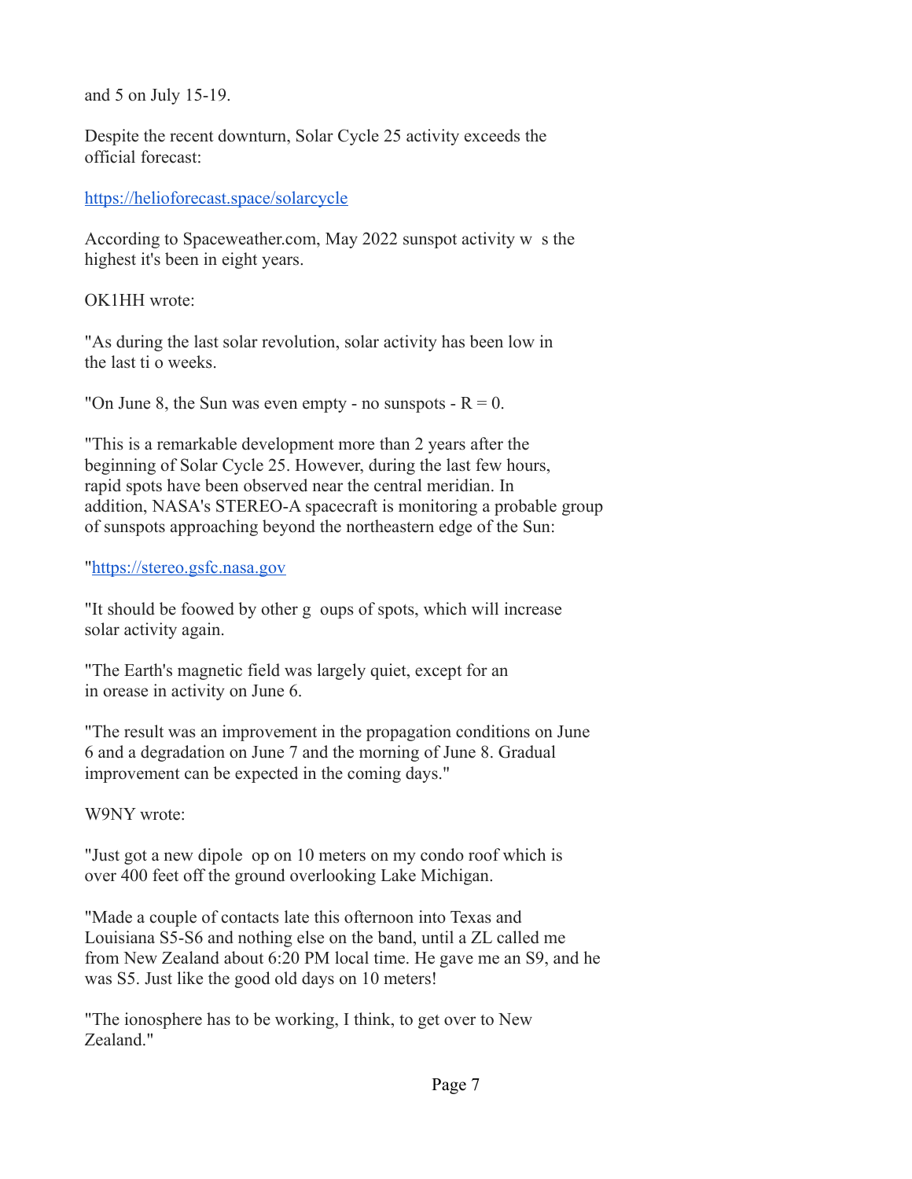and 5 on July 15-19.

Despite the recent downturn, Solar Cycle 25 activity exceeds the official forecast:

https://helioforecast.space/solarcycle

According to Spaceweather.com, May 2022 sunspot activity w s the highest it's been in eight years.

OK1HH wrote:

"As during the last solar revolution, solar activity has been low in the last ti o weeks.

"On June 8, the Sun was even empty - no sunspots - R = 0.

"This is a remarkable development more than 2 years after the beginning of Solar Cycle 25. However, during the last few hours, rapid spots have been observed near the central meridian. In addition, NASA's STEREO-A spacecraft is monitoring a probable group of sunspots approaching beyond the northeastern edge of the Sun:

"https://stereo.gsfc.nasa.gov

"It should be foowed by other g oups of spots, which will increase solar activity again.

"The Earth's magnetic field was largely quiet, except for an in orease in activity on June 6.

"The result was an improvement in the propagation conditions on June 6 and a degradation on June 7 and the morning of June 8. Gradual improvement can be expected in the coming days."

W9NY wrote:

"Just got a new dipole op on 10 meters on my condo roof which is over 400 feet off the ground overlooking Lake Michigan.

"Made a couple of contacts late this afternoon into Texas and Louisiana S5-S6 and nothing else on the band, until a ZL called me from New Zealand about 6:20 PM local time. He gave me an S9, and he was S5. Just like the good old days on 10 meters!

"The ionosphere has to be working, I think, to get over to New Zealand."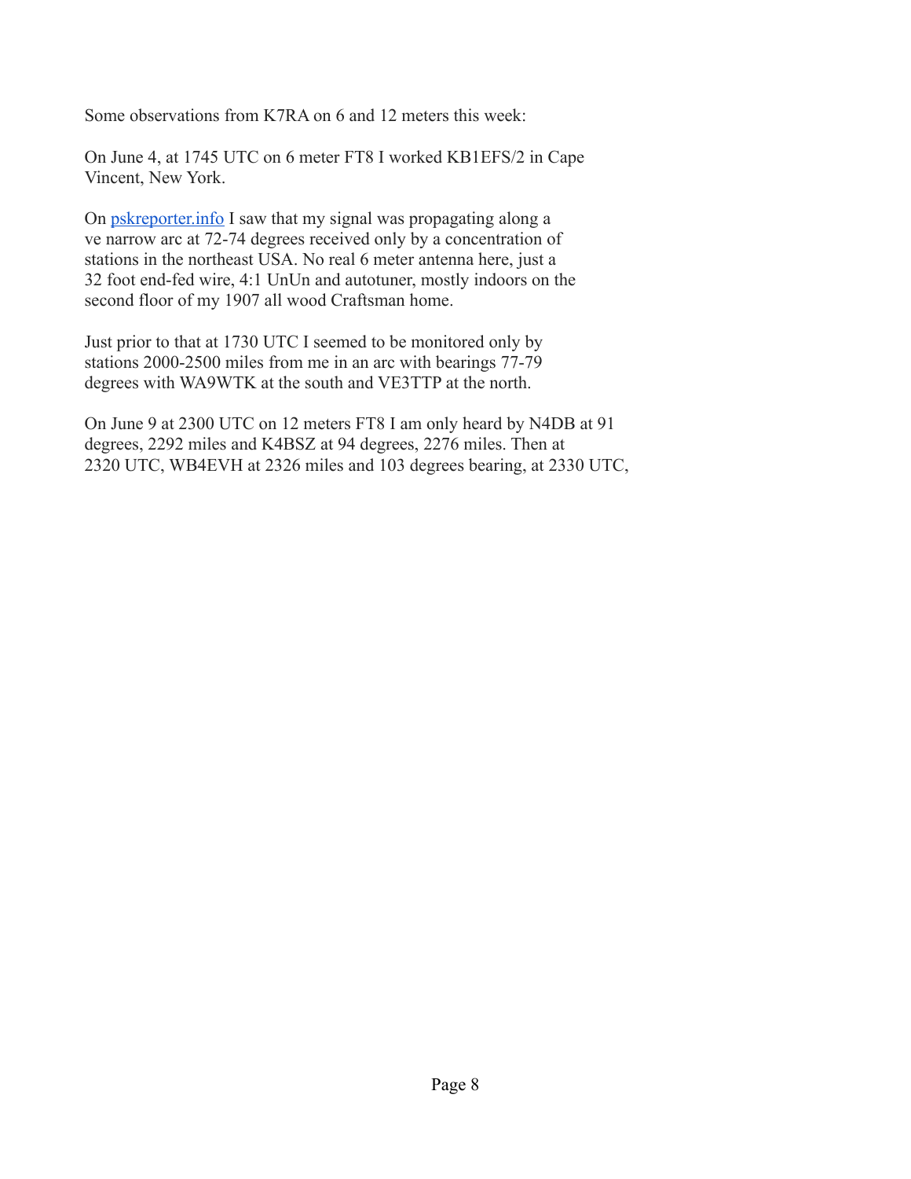Some observations from K7RA on 6 and 12 meters this week:

On June 4, at 1745 UTC on 6 meter FT8 I worked KB1EFS/2 in Cape Vincent, New York.

On pskreporter.info I saw that my signal was propagating along a ve narrow arc at 72-74 degrees received only by a concentration of stations in the northeast USA. No real 6 meter antenna here, just a 32 foot end-fed wire, 4:1 UnUn and autotuner, mostly indoors on the second floor of my 1907 all wood Craftsman home.

Just prior to that at 1730 UTC I seemed to be monitored only by stations 2000-2500 miles from me in an arc with bearings 77-79 degrees with WA9WTK at the south and VE3TTP at the north.

On June 9 at 2300 UTC on 12 meters FT8 I am only heard by N4DB at 91 degrees, 2292 miles and K4BSZ at 94 degrees, 2276 miles. Then at 2320 UTC, WB4EVH at 2326 miles and 103 degrees bearing, at 2330 UTC,